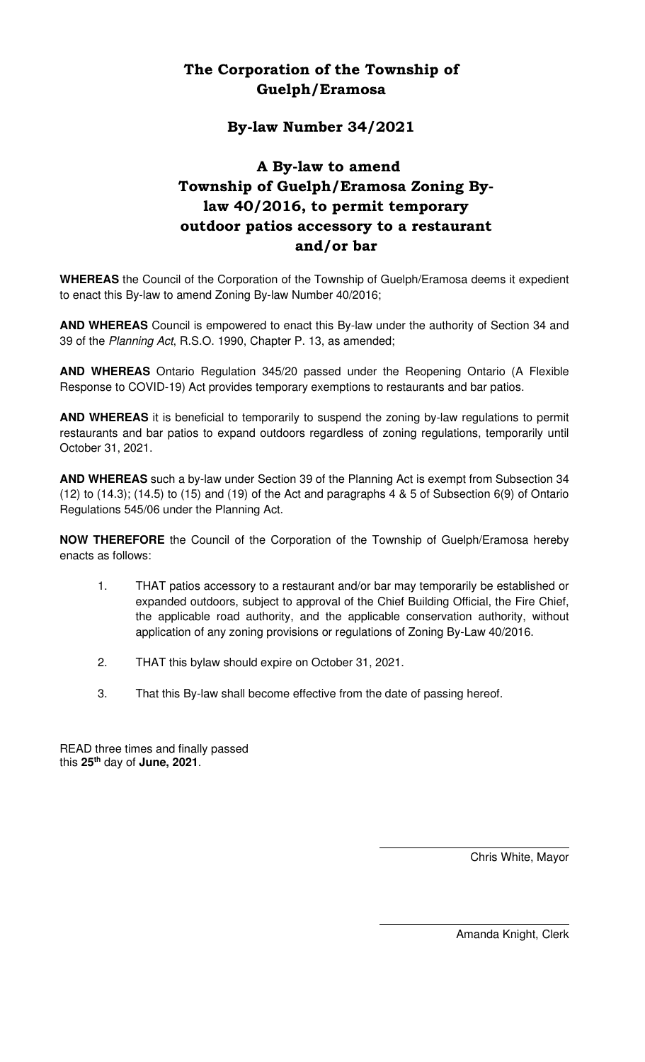# The Corporation of the Township of Guelph/Eramosa

## By-law Number 34/2021

## A By-law to amend Township of Guelph/Eramosa Zoning By-law 40/2016, to permit temporary outdoor patios accessory to a restaurant and/or bar

**WHEREAS** the Council of the Corporation of the Township of Guelph/Eramosa deems it expedient to enact this By-law to amend Zoning By-law Number 40/2016;

**AND WHEREAS** Council is empowered to enact this By-law under the authority of Section 34 and 39 of the *Planning Act*, R.S.O. 1990, Chapter P. 13, as amended;

**AND WHEREAS** Ontario Regulation 345/20 passed under the Reopening Ontario (A Flexible Response to COVID-19) Act provides temporary exemptions to restaurants and bar patios.

**AND WHEREAS** it is beneficial to temporarily to suspend the zoning by-law regulations to permit restaurants and bar patios to expand outdoors regardless of zoning regulations, temporarily until October 31, 2021.

**AND WHEREAS** such a by-law under Section 39 of the Planning Act is exempt from Subsection 34 (12) to (14.3); (14.5) to (15) and (19) of the Act and paragraphs 4 & 5 of Subsection 6(9) of Ontario Regulations 545/06 under the Planning Act.

**NOW THEREFORE** the Council of the Corporation of the Township of Guelph/Eramosa hereby enacts as follows:

1. THAT patios accessory to a restaurant and/or bar may temporarily be established or expanded outdoors, subject to approval of the Chief Building Official, the Fire Chief, the applicable road authority, and the applicable conservation authority, without application of any zoning provisions or regulations of Zoning By-Law 40/2016.

2. THAT this bylaw should expire on October 31, 2021.

3. That this By-law shall become effective from the date of passing hereof.

READ three times and finally passed this **25th** day of **June, 2021**.

Chris White, Mayor

Amanda Knight, Clerk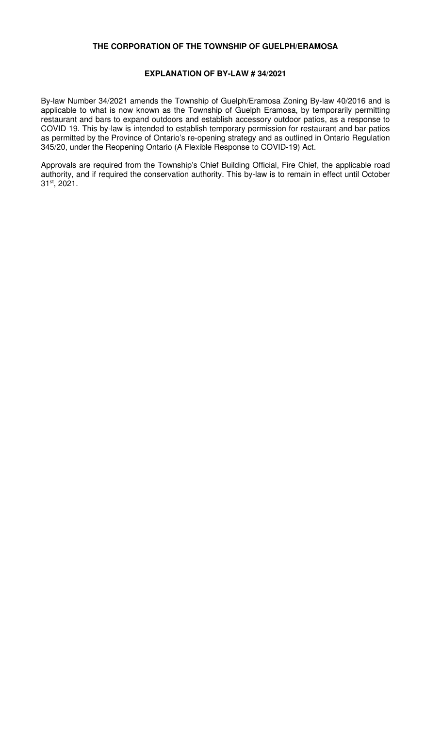**THE CORPORATION OF THE TOWNSHIP OF GUELPH/ERAMOSA**

**EXPLANATION OF BY-LAW # 34/2021**

By-law Number 34/2021 amends the Township of Guelph/Eramosa Zoning By-law 40/2016 and is applicable to what is now known as the Township of Guelph Eramosa, by temporarily permitting restaurant and bars to expand outdoors and establish accessory outdoor patios, as a response to COVID 19. This by-law is intended to establish temporary permission for restaurant and bar patios as permitted by the Province of Ontario's re-opening strategy and as outlined in Ontario Regulation 345/20, under the Reopening Ontario (A Flexible Response to COVID-19) Act.

Approvals are required from the Township's Chief Building Official, Fire Chief, the applicable road authority, and if required the conservation authority. This by-law is to remain in effect until October 31st, 2021.